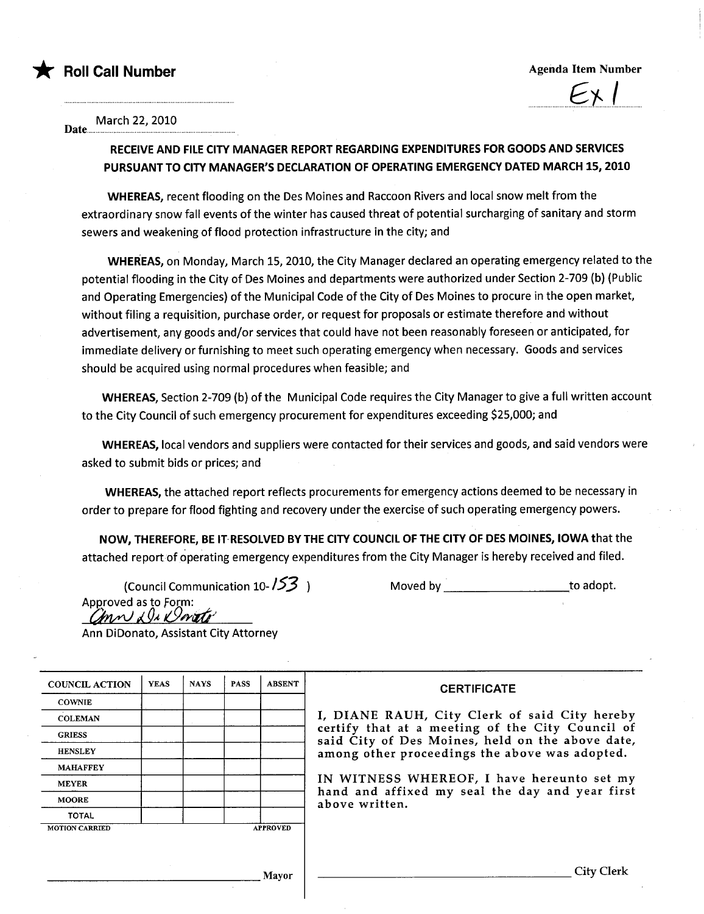★ **Roll Call Number**

**Agenda Item Number**

Ex 1

Date March 22, 2010

**RECEIVE AND FILE CITY MANAGER REPORT REGARDING EXPENDITURES FOR GOODS AND SERVICES PURSUANT TO CITY MANAGER'S DECLARATION OF OPERATING EMERGENCY DATED MARCH 15, 2010**

**WHEREAS,** recent flooding on the Des Moines and Raccoon Rivers and local snow melt from the extraordinary snow fall events of the winter has caused threat of potential surcharging of sanitary and storm sewers and weakening of flood protection infrastructure in the city; and

**WHEREAS,** on Monday, March 15, 2010, the City Manager declared an operating emergency related to the potential flooding in the City of Des Moines and departments were authorized under Section 2-709 (b) (Public and Operating Emergencies) of the Municipal Code of the City of Des Moines to procure in the open market, without filing a requisition, purchase order, or request for proposals or estimate therefore and without advertisement, any goods and/or services that could have not been reasonably foreseen or anticipated, for immediate delivery or furnishing to meet such operating emergency when necessary. Goods and services should be acquired using normal procedures when feasible; and

**WHEREAS,** Section 2-709 (b) of the Municipal Code requires the City Manager to give a full written account to the City Council of such emergency procurement for expenditures exceeding $25,000; and

**WHEREAS,** local vendors and suppliers were contacted for their services and goods, and said vendors were asked to submit bids or prices; and

**WHEREAS,** the attached report reflects procurements for emergency actions deemed to be necessary in order to prepare for flood fighting and recovery under the exercise of such operating emergency powers.

**NOW, THEREFORE, BE IT RESOLVED BY THE CITY COUNCIL OF THE CITY OF DES MOINES, IOWA** that the attached report of operating emergency expenditures from the City Manager is hereby received and filed.

(Council Communication 10-153 )

Moved by ____________________ to adopt.

Approved as to Form:

Ann DiDonato

Ann DiDonato, Assistant City Attorney

| COUNCIL ACTION | YEAS | NAYS | PASS | ABSENT |
|---|---|---|---|---|
| COWNIE | | | | |
| COLEMAN | | | | |
| GRIESS | | | | |
| HENSLEY | | | | |
| MAHAFFEY | | | | |
| MEYER | | | | |
| MOORE | | | | |
| TOTAL | | | | |
| MOTION CARRIED | | | | APPROVED |

____________________ Mayor

**CERTIFICATE**

I, DIANE RAUH, City Clerk of said City hereby certify that at a meeting of the City Council of said City of Des Moines, held on the above date, among other proceedings the above was adopted.

IN WITNESS WHEREOF, I have hereunto set my hand and affixed my seal the day and year first above written.

____________________ City Clerk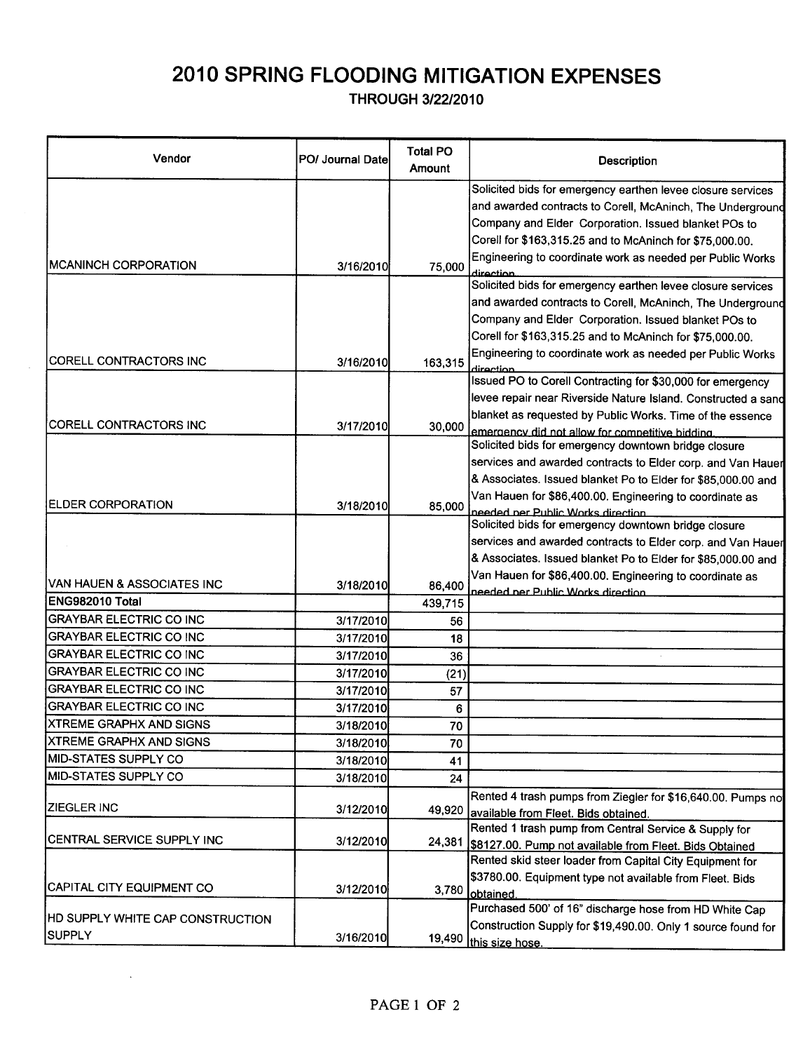# 2010 SPRING FLOODING MITIGATION EXPENSES

THROUGH 3/22/2010

| Vendor | PO/ Journal Date | Total PO Amount | Description |
|---|---|---|---|
| MCANINCH CORPORATION | 3/16/2010 | 75,000 | Solicited bids for emergency earthen levee closure services and awarded contracts to Corell, McAninch, The Underground Company and Elder Corporation. Issued blanket POs to Corell for $163,315.25 and to McAninch for $75,000.00. Engineering to coordinate work as needed per Public Works direction. |
| CORELL CONTRACTORS INC | 3/16/2010 | 163,315 | Solicited bids for emergency earthen levee closure services and awarded contracts to Corell, McAninch, The Underground Company and Elder Corporation. Issued blanket POs to Corell for $163,315.25 and to McAninch for $75,000.00. Engineering to coordinate work as needed per Public Works direction. |
| CORELL CONTRACTORS INC | 3/17/2010 | 30,000 | Issued PO to Corell Contracting for $30,000 for emergency levee repair near Riverside Nature Island. Constructed a sand blanket as requested by Public Works. Time of the essence emergency did not allow for competitive bidding. |
| ELDER CORPORATION | 3/18/2010 | 85,000 | Solicited bids for emergency downtown bridge closure services and awarded contracts to Elder corp. and Van Hauen & Associates. Issued blanket Po to Elder for $85,000.00 and Van Hauen for $86,400.00. Engineering to coordinate as needed per Public Works direction. |
| VAN HAUEN & ASSOCIATES INC | 3/18/2010 | 86,400 | Solicited bids for emergency downtown bridge closure services and awarded contracts to Elder corp. and Van Hauen & Associates. Issued blanket Po to Elder for $85,000.00 and Van Hauen for $86,400.00. Engineering to coordinate as needed per Public Works direction. |
| **ENG982010 Total** | | 439,715 | |
| GRAYBAR ELECTRIC CO INC | 3/17/2010 | 56 | |
| GRAYBAR ELECTRIC CO INC | 3/17/2010 | 18 | |
| GRAYBAR ELECTRIC CO INC | 3/17/2010 | 36 | |
| GRAYBAR ELECTRIC CO INC | 3/17/2010 | (21) | |
| GRAYBAR ELECTRIC CO INC | 3/17/2010 | 57 | |
| GRAYBAR ELECTRIC CO INC | 3/17/2010 | 6 | |
| XTREME GRAPHX AND SIGNS | 3/18/2010 | 70 | |
| XTREME GRAPHX AND SIGNS | 3/18/2010 | 70 | |
| MID-STATES SUPPLY CO | 3/18/2010 | 41 | |
| MID-STATES SUPPLY CO | 3/18/2010 | 24 | |
| ZIEGLER INC | 3/12/2010 | 49,920 | Rented 4 trash pumps from Ziegler for $16,640.00. Pumps no available from Fleet. Bids obtained. |
| CENTRAL SERVICE SUPPLY INC | 3/12/2010 | 24,381 | Rented 1 trash pump from Central Service & Supply for $8127.00. Pump not available from Fleet. Bids Obtained |
| CAPITAL CITY EQUIPMENT CO | 3/12/2010 | 3,780 | Rented skid steer loader from Capital City Equipment for $3780.00. Equipment type not available from Fleet. Bids obtained. |
| HD SUPPLY WHITE CAP CONSTRUCTION SUPPLY | 3/16/2010 | 19,490 | Purchased 500' of 16" discharge hose from HD White Cap Construction Supply for $19,490.00. Only 1 source found for this size hose. |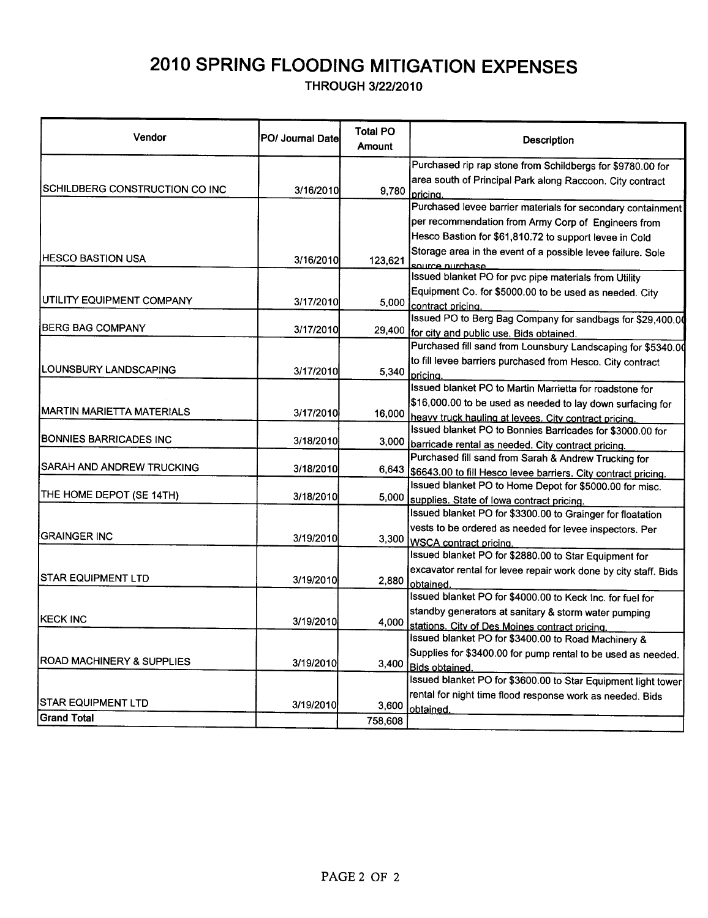# 2010 SPRING FLOODING MITIGATION EXPENSES

THROUGH 3/22/2010

| Vendor | PO/ Journal Date | Total PO Amount | Description |
|---|---|---|---|
| SCHILDBERG CONSTRUCTION CO INC | 3/16/2010 | 9,780 | Purchased rip rap stone from Schildbergs for $9780.00 for area south of Principal Park along Raccoon. City contract pricing. |
| HESCO BASTION USA | 3/16/2010 | 123,621 | Purchased levee barrier materials for secondary containment per recommendation from Army Corp of Engineers from Hesco Bastion for $61,810.72 to support levee in Cold Storage area in the event of a possible levee failure. Sole source purchase. |
| UTILITY EQUIPMENT COMPANY | 3/17/2010 | 5,000 | Issued blanket PO for pvc pipe materials from Utility Equipment Co. for $5000.00 to be used as needed. City contract pricing. |
| BERG BAG COMPANY | 3/17/2010 | 29,400 | Issued PO to Berg Bag Company for sandbags for $29,400.00 for city and public use. Bids obtained. |
| LOUNSBURY LANDSCAPING | 3/17/2010 | 5,340 | Purchased fill sand from Lounsbury Landscaping for $5340.00 to fill levee barriers purchased from Hesco. City contract pricing. |
| MARTIN MARIETTA MATERIALS | 3/17/2010 | 16,000 | Issued blanket PO to Martin Marrietta for roadstone for $16,000.00 to be used as needed to lay down surfacing for heavy truck hauling at levees. City contract pricing. |
| BONNIES BARRICADES INC | 3/18/2010 | 3,000 | Issued blanket PO to Bonnies Barricades for $3000.00 for barricade rental as needed. City contract pricing. |
| SARAH AND ANDREW TRUCKING | 3/18/2010 | 6,643 | Purchased fill sand from Sarah & Andrew Trucking for $6643.00 to fill Hesco levee barriers. City contract pricing. |
| THE HOME DEPOT (SE 14TH) | 3/18/2010 | 5,000 | Issued blanket PO to Home Depot for $5000.00 for misc. supplies. State of Iowa contract pricing. |
| GRAINGER INC | 3/19/2010 | 3,300 | Issued blanket PO for $3300.00 to Grainger for floatation vests to be ordered as needed for levee inspectors. Per WSCA contract pricing. |
| STAR EQUIPMENT LTD | 3/19/2010 | 2,880 | Issued blanket PO for $2880.00 to Star Equipment for excavator rental for levee repair work done by city staff. Bids obtained. |
| KECK INC | 3/19/2010 | 4,000 | Issued blanket PO for $4000.00 to Keck Inc. for fuel for standby generators at sanitary & storm water pumping stations. City of Des Moines contract pricing. |
| ROAD MACHINERY & SUPPLIES | 3/19/2010 | 3,400 | Issued blanket PO for $3400.00 to Road Machinery & Supplies for $3400.00 for pump rental to be used as needed. Bids obtained. |
| STAR EQUIPMENT LTD | 3/19/2010 | 3,600 | Issued blanket PO for $3600.00 to Star Equipment light tower rental for night time flood response work as needed. Bids obtained. |
| **Grand Total** | | 758,608 | |